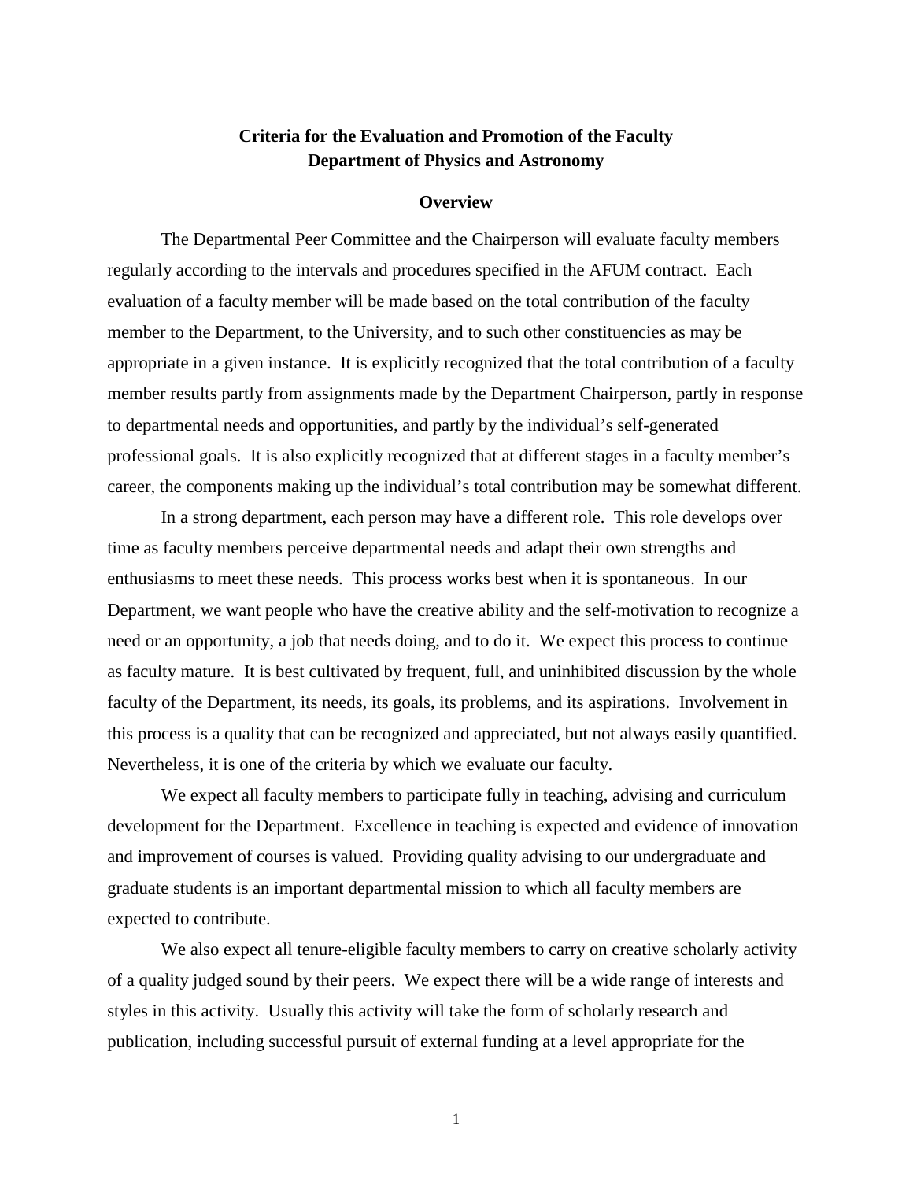# Criteria for the Evaluation and Promotion of the Faculty
# Department of Physics and Astronomy

## Overview

The Departmental Peer Committee and the Chairperson will evaluate faculty members regularly according to the intervals and procedures specified in the AFUM contract. Each evaluation of a faculty member will be made based on the total contribution of the faculty member to the Department, to the University, and to such other constituencies as may be appropriate in a given instance. It is explicitly recognized that the total contribution of a faculty member results partly from assignments made by the Department Chairperson, partly in response to departmental needs and opportunities, and partly by the individual's self-generated professional goals. It is also explicitly recognized that at different stages in a faculty member's career, the components making up the individual's total contribution may be somewhat different.

In a strong department, each person may have a different role. This role develops over time as faculty members perceive departmental needs and adapt their own strengths and enthusiasms to meet these needs. This process works best when it is spontaneous. In our Department, we want people who have the creative ability and the self-motivation to recognize a need or an opportunity, a job that needs doing, and to do it. We expect this process to continue as faculty mature. It is best cultivated by frequent, full, and uninhibited discussion by the whole faculty of the Department, its needs, its goals, its problems, and its aspirations. Involvement in this process is a quality that can be recognized and appreciated, but not always easily quantified. Nevertheless, it is one of the criteria by which we evaluate our faculty.

We expect all faculty members to participate fully in teaching, advising and curriculum development for the Department. Excellence in teaching is expected and evidence of innovation and improvement of courses is valued. Providing quality advising to our undergraduate and graduate students is an important departmental mission to which all faculty members are expected to contribute.

We also expect all tenure-eligible faculty members to carry on creative scholarly activity of a quality judged sound by their peers. We expect there will be a wide range of interests and styles in this activity. Usually this activity will take the form of scholarly research and publication, including successful pursuit of external funding at a level appropriate for the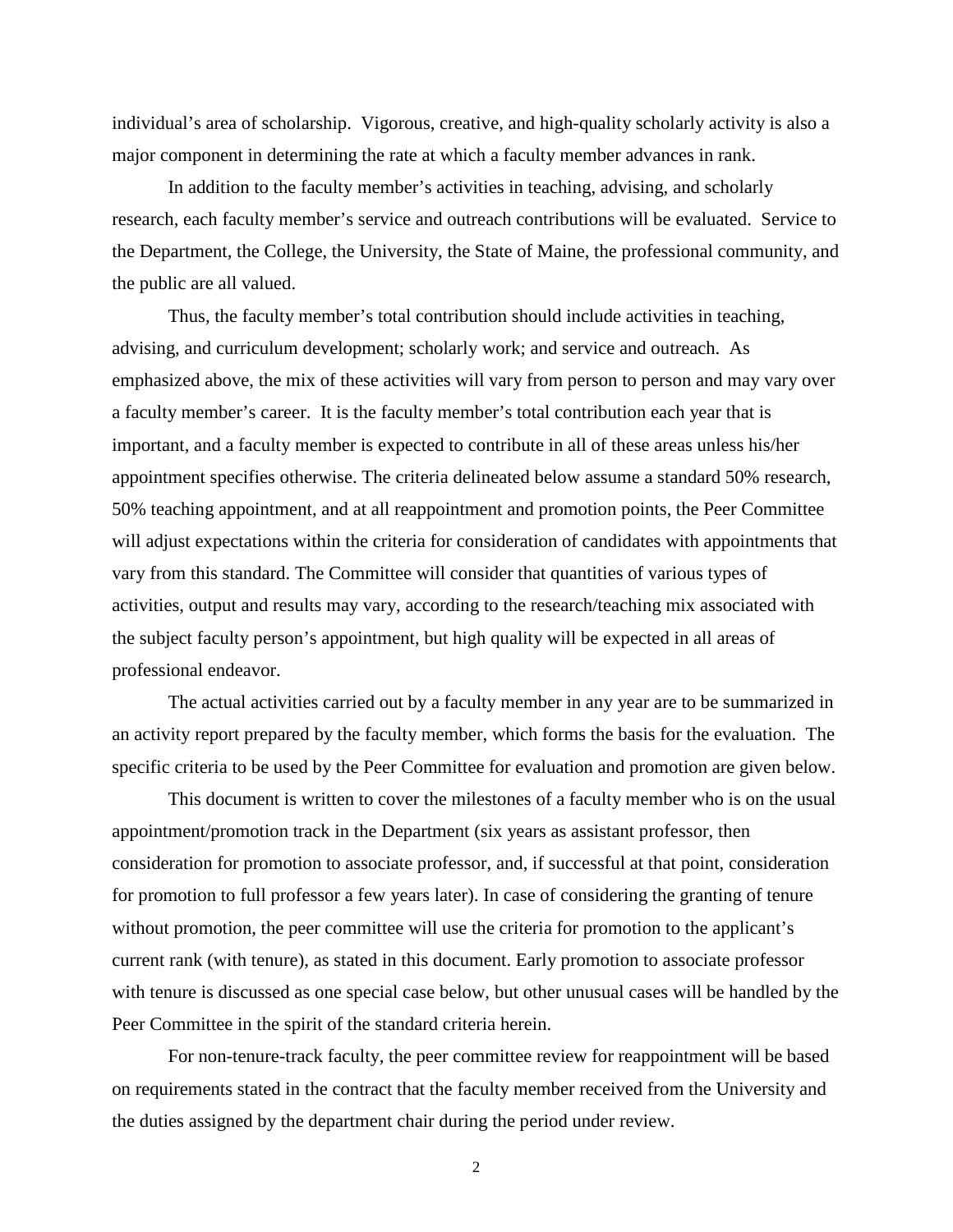individual's area of scholarship. Vigorous, creative, and high-quality scholarly activity is also a major component in determining the rate at which a faculty member advances in rank.

In addition to the faculty member's activities in teaching, advising, and scholarly research, each faculty member's service and outreach contributions will be evaluated. Service to the Department, the College, the University, the State of Maine, the professional community, and the public are all valued.

Thus, the faculty member's total contribution should include activities in teaching, advising, and curriculum development; scholarly work; and service and outreach. As emphasized above, the mix of these activities will vary from person to person and may vary over a faculty member's career. It is the faculty member's total contribution each year that is important, and a faculty member is expected to contribute in all of these areas unless his/her appointment specifies otherwise. The criteria delineated below assume a standard 50% research, 50% teaching appointment, and at all reappointment and promotion points, the Peer Committee will adjust expectations within the criteria for consideration of candidates with appointments that vary from this standard. The Committee will consider that quantities of various types of activities, output and results may vary, according to the research/teaching mix associated with the subject faculty person's appointment, but high quality will be expected in all areas of professional endeavor.

The actual activities carried out by a faculty member in any year are to be summarized in an activity report prepared by the faculty member, which forms the basis for the evaluation. The specific criteria to be used by the Peer Committee for evaluation and promotion are given below.

This document is written to cover the milestones of a faculty member who is on the usual appointment/promotion track in the Department (six years as assistant professor, then consideration for promotion to associate professor, and, if successful at that point, consideration for promotion to full professor a few years later). In case of considering the granting of tenure without promotion, the peer committee will use the criteria for promotion to the applicant's current rank (with tenure), as stated in this document. Early promotion to associate professor with tenure is discussed as one special case below, but other unusual cases will be handled by the Peer Committee in the spirit of the standard criteria herein.

For non-tenure-track faculty, the peer committee review for reappointment will be based on requirements stated in the contract that the faculty member received from the University and the duties assigned by the department chair during the period under review.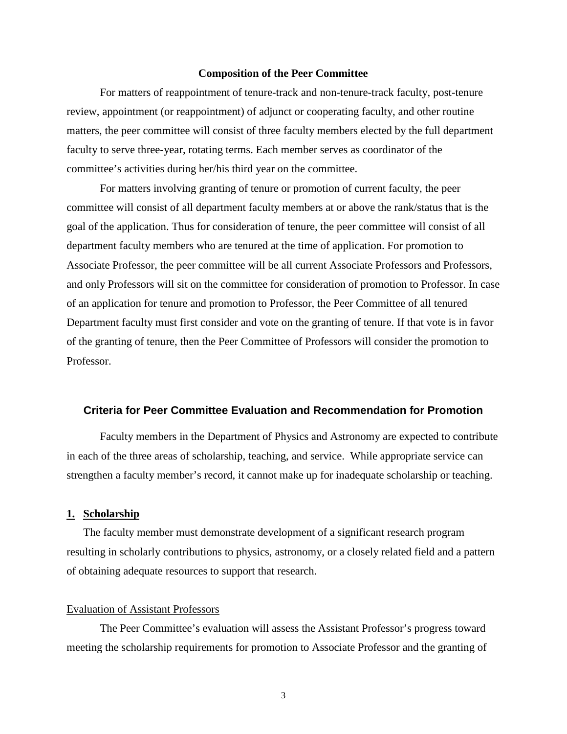### Composition of the Peer Committee

For matters of reappointment of tenure-track and non-tenure-track faculty, post-tenure review, appointment (or reappointment) of adjunct or cooperating faculty, and other routine matters, the peer committee will consist of three faculty members elected by the full department faculty to serve three-year, rotating terms. Each member serves as coordinator of the committee's activities during her/his third year on the committee.

For matters involving granting of tenure or promotion of current faculty, the peer committee will consist of all department faculty members at or above the rank/status that is the goal of the application. Thus for consideration of tenure, the peer committee will consist of all department faculty members who are tenured at the time of application. For promotion to Associate Professor, the peer committee will be all current Associate Professors and Professors, and only Professors will sit on the committee for consideration of promotion to Professor. In case of an application for tenure and promotion to Professor, the Peer Committee of all tenured Department faculty must first consider and vote on the granting of tenure. If that vote is in favor of the granting of tenure, then the Peer Committee of Professors will consider the promotion to Professor.

## Criteria for Peer Committee Evaluation and Recommendation for Promotion

Faculty members in the Department of Physics and Astronomy are expected to contribute in each of the three areas of scholarship, teaching, and service. While appropriate service can strengthen a faculty member's record, it cannot make up for inadequate scholarship or teaching.

### 1. Scholarship

The faculty member must demonstrate development of a significant research program resulting in scholarly contributions to physics, astronomy, or a closely related field and a pattern of obtaining adequate resources to support that research.

#### Evaluation of Assistant Professors

The Peer Committee's evaluation will assess the Assistant Professor's progress toward meeting the scholarship requirements for promotion to Associate Professor and the granting of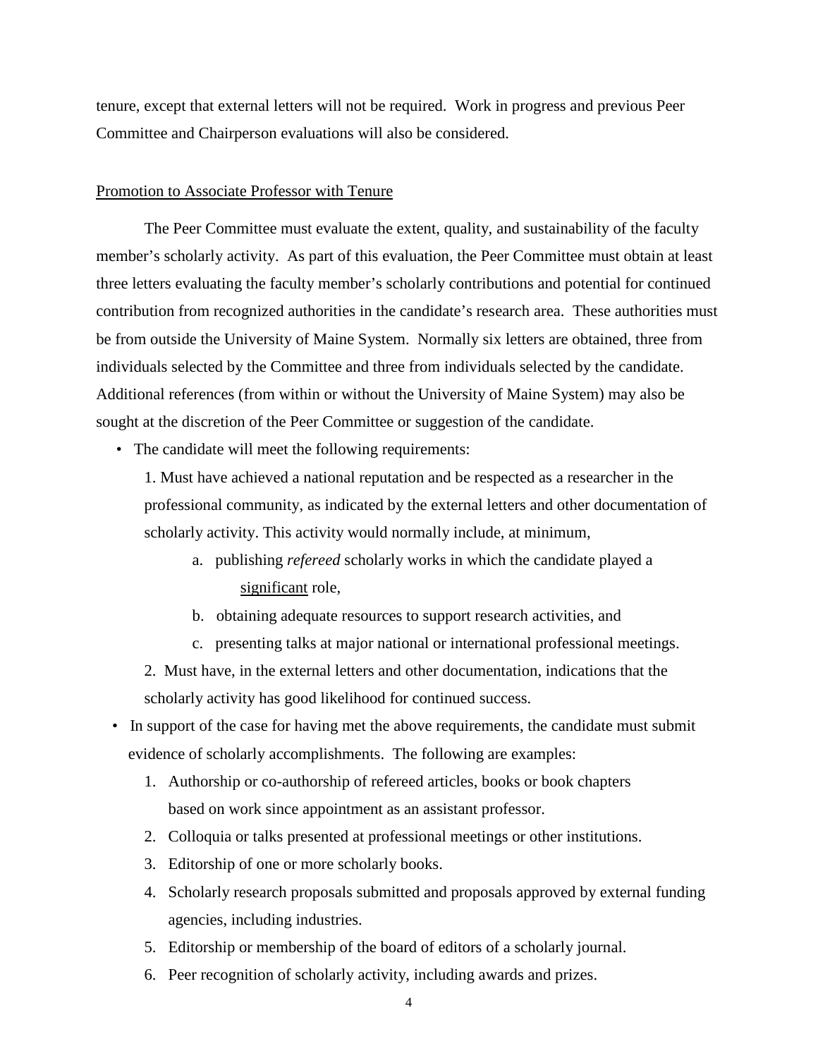tenure, except that external letters will not be required. Work in progress and previous Peer Committee and Chairperson evaluations will also be considered.

<u>Promotion to Associate Professor with Tenure</u>

The Peer Committee must evaluate the extent, quality, and sustainability of the faculty member's scholarly activity. As part of this evaluation, the Peer Committee must obtain at least three letters evaluating the faculty member's scholarly contributions and potential for continued contribution from recognized authorities in the candidate's research area. These authorities must be from outside the University of Maine System. Normally six letters are obtained, three from individuals selected by the Committee and three from individuals selected by the candidate. Additional references (from within or without the University of Maine System) may also be sought at the discretion of the Peer Committee or suggestion of the candidate.

- The candidate will meet the following requirements:

  1. Must have achieved a national reputation and be respected as a researcher in the professional community, as indicated by the external letters and other documentation of scholarly activity. This activity would normally include, at minimum,

     a. publishing *refereed* scholarly works in which the candidate played a <u>significant</u> role,

     b. obtaining adequate resources to support research activities, and

     c. presenting talks at major national or international professional meetings.

  2. Must have, in the external letters and other documentation, indications that the scholarly activity has good likelihood for continued success.

- In support of the case for having met the above requirements, the candidate must submit evidence of scholarly accomplishments. The following are examples:

  1. Authorship or co-authorship of refereed articles, books or book chapters based on work since appointment as an assistant professor.
  2. Colloquia or talks presented at professional meetings or other institutions.
  3. Editorship of one or more scholarly books.
  4. Scholarly research proposals submitted and proposals approved by external funding agencies, including industries.
  5. Editorship or membership of the board of editors of a scholarly journal.
  6. Peer recognition of scholarly activity, including awards and prizes.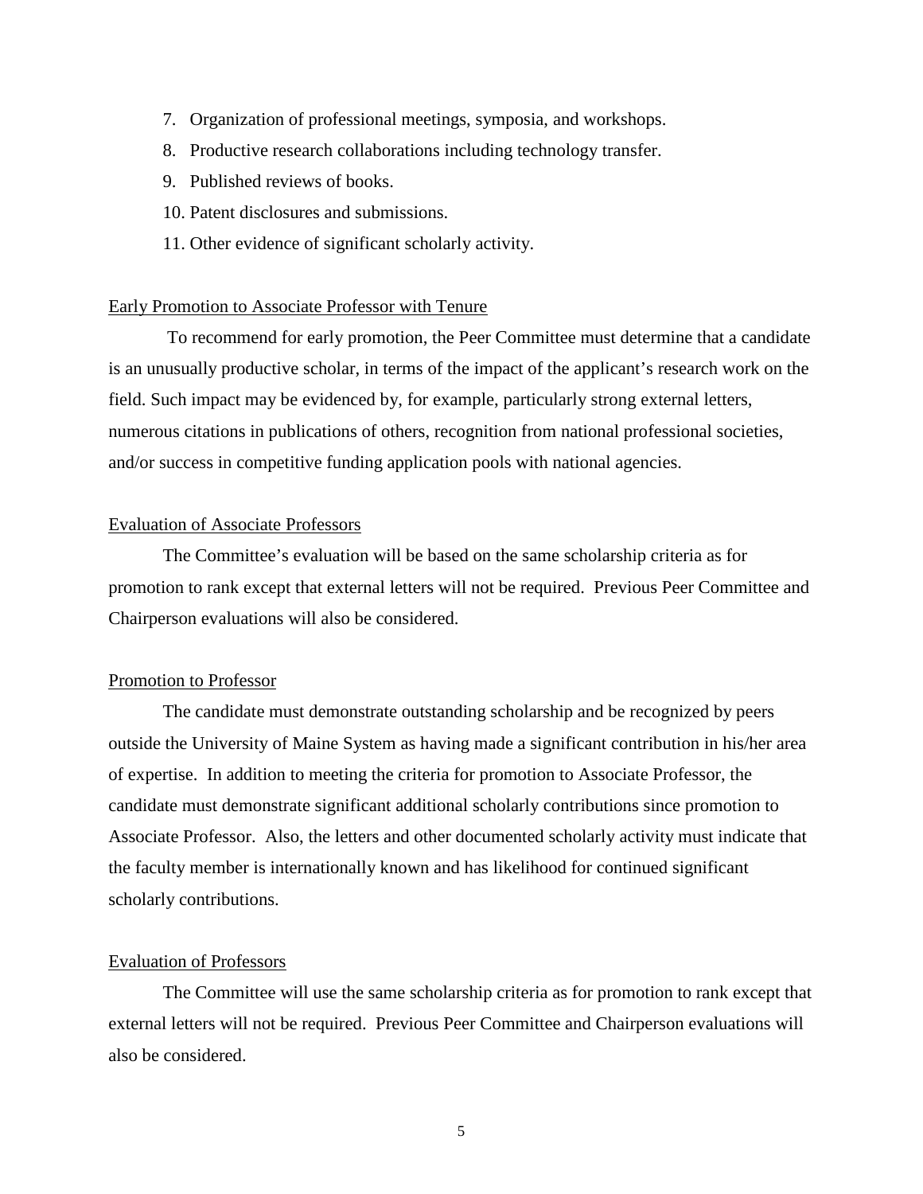7. Organization of professional meetings, symposia, and workshops.
8. Productive research collaborations including technology transfer.
9. Published reviews of books.
10. Patent disclosures and submissions.
11. Other evidence of significant scholarly activity.

<u>Early Promotion to Associate Professor with Tenure</u>

To recommend for early promotion, the Peer Committee must determine that a candidate is an unusually productive scholar, in terms of the impact of the applicant's research work on the field. Such impact may be evidenced by, for example, particularly strong external letters, numerous citations in publications of others, recognition from national professional societies, and/or success in competitive funding application pools with national agencies.

<u>Evaluation of Associate Professors</u>

The Committee's evaluation will be based on the same scholarship criteria as for promotion to rank except that external letters will not be required. Previous Peer Committee and Chairperson evaluations will also be considered.

<u>Promotion to Professor</u>

The candidate must demonstrate outstanding scholarship and be recognized by peers outside the University of Maine System as having made a significant contribution in his/her area of expertise. In addition to meeting the criteria for promotion to Associate Professor, the candidate must demonstrate significant additional scholarly contributions since promotion to Associate Professor. Also, the letters and other documented scholarly activity must indicate that the faculty member is internationally known and has likelihood for continued significant scholarly contributions.

<u>Evaluation of Professors</u>

The Committee will use the same scholarship criteria as for promotion to rank except that external letters will not be required. Previous Peer Committee and Chairperson evaluations will also be considered.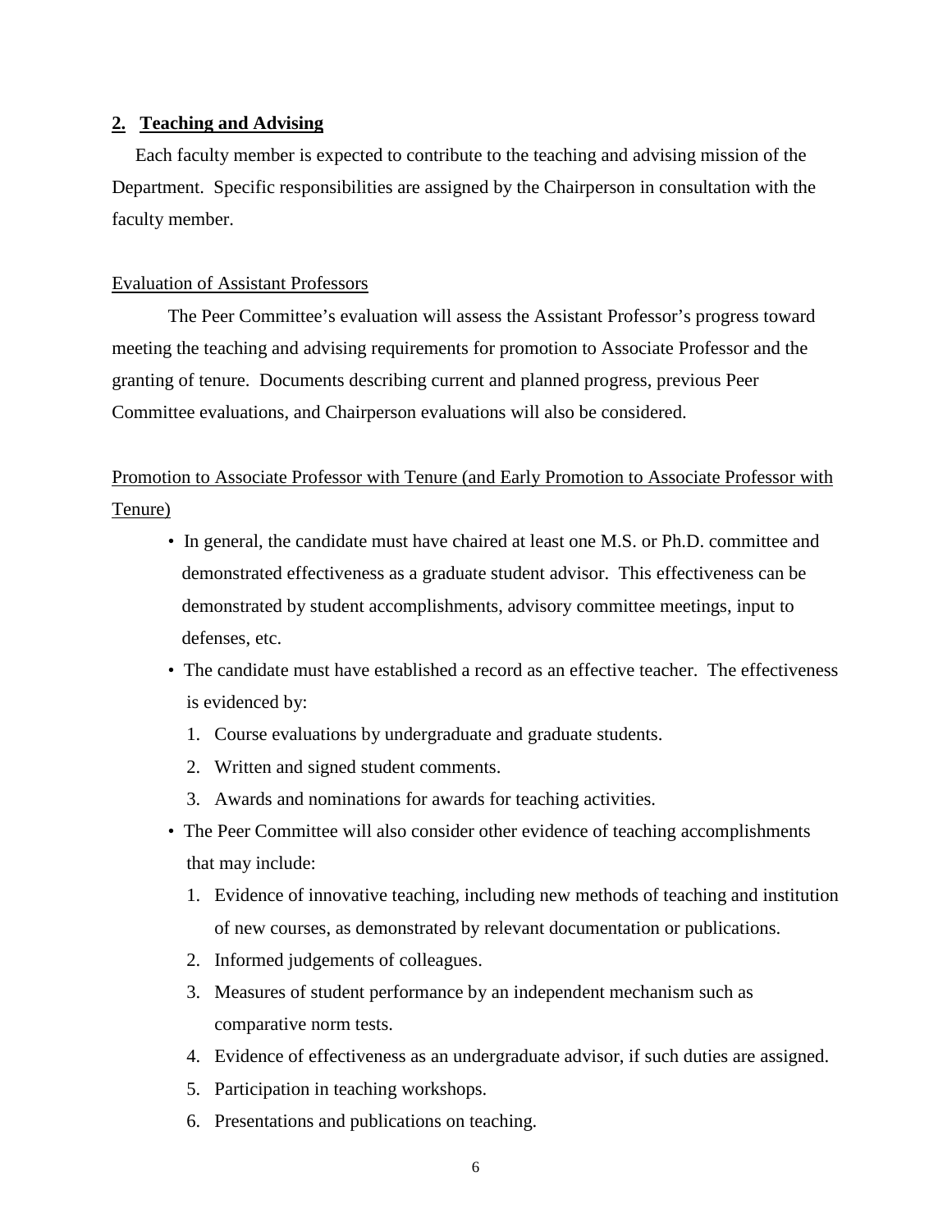## **2. Teaching and Advising**

Each faculty member is expected to contribute to the teaching and advising mission of the Department. Specific responsibilities are assigned by the Chairperson in consultation with the faculty member.

<u>Evaluation of Assistant Professors</u>

The Peer Committee's evaluation will assess the Assistant Professor's progress toward meeting the teaching and advising requirements for promotion to Associate Professor and the granting of tenure. Documents describing current and planned progress, previous Peer Committee evaluations, and Chairperson evaluations will also be considered.

<u>Promotion to Associate Professor with Tenure (and Early Promotion to Associate Professor with Tenure)</u>

- In general, the candidate must have chaired at least one M.S. or Ph.D. committee and demonstrated effectiveness as a graduate student advisor. This effectiveness can be demonstrated by student accomplishments, advisory committee meetings, input to defenses, etc.
- The candidate must have established a record as an effective teacher. The effectiveness is evidenced by:
  1. Course evaluations by undergraduate and graduate students.
  2. Written and signed student comments.
  3. Awards and nominations for awards for teaching activities.
- The Peer Committee will also consider other evidence of teaching accomplishments that may include:
  1. Evidence of innovative teaching, including new methods of teaching and institution of new courses, as demonstrated by relevant documentation or publications.
  2. Informed judgements of colleagues.
  3. Measures of student performance by an independent mechanism such as comparative norm tests.
  4. Evidence of effectiveness as an undergraduate advisor, if such duties are assigned.
  5. Participation in teaching workshops.
  6. Presentations and publications on teaching.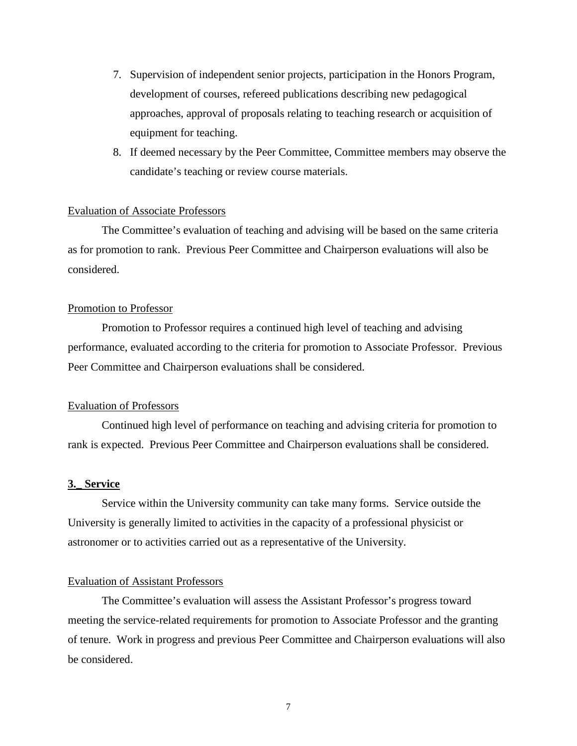7. Supervision of independent senior projects, participation in the Honors Program, development of courses, refereed publications describing new pedagogical approaches, approval of proposals relating to teaching research or acquisition of equipment for teaching.
8. If deemed necessary by the Peer Committee, Committee members may observe the candidate's teaching or review course materials.

Evaluation of Associate Professors

The Committee's evaluation of teaching and advising will be based on the same criteria as for promotion to rank. Previous Peer Committee and Chairperson evaluations will also be considered.

Promotion to Professor

Promotion to Professor requires a continued high level of teaching and advising performance, evaluated according to the criteria for promotion to Associate Professor. Previous Peer Committee and Chairperson evaluations shall be considered.

Evaluation of Professors

Continued high level of performance on teaching and advising criteria for promotion to rank is expected. Previous Peer Committee and Chairperson evaluations shall be considered.

**3._ Service**

Service within the University community can take many forms. Service outside the University is generally limited to activities in the capacity of a professional physicist or astronomer or to activities carried out as a representative of the University.

Evaluation of Assistant Professors

The Committee's evaluation will assess the Assistant Professor's progress toward meeting the service-related requirements for promotion to Associate Professor and the granting of tenure. Work in progress and previous Peer Committee and Chairperson evaluations will also be considered.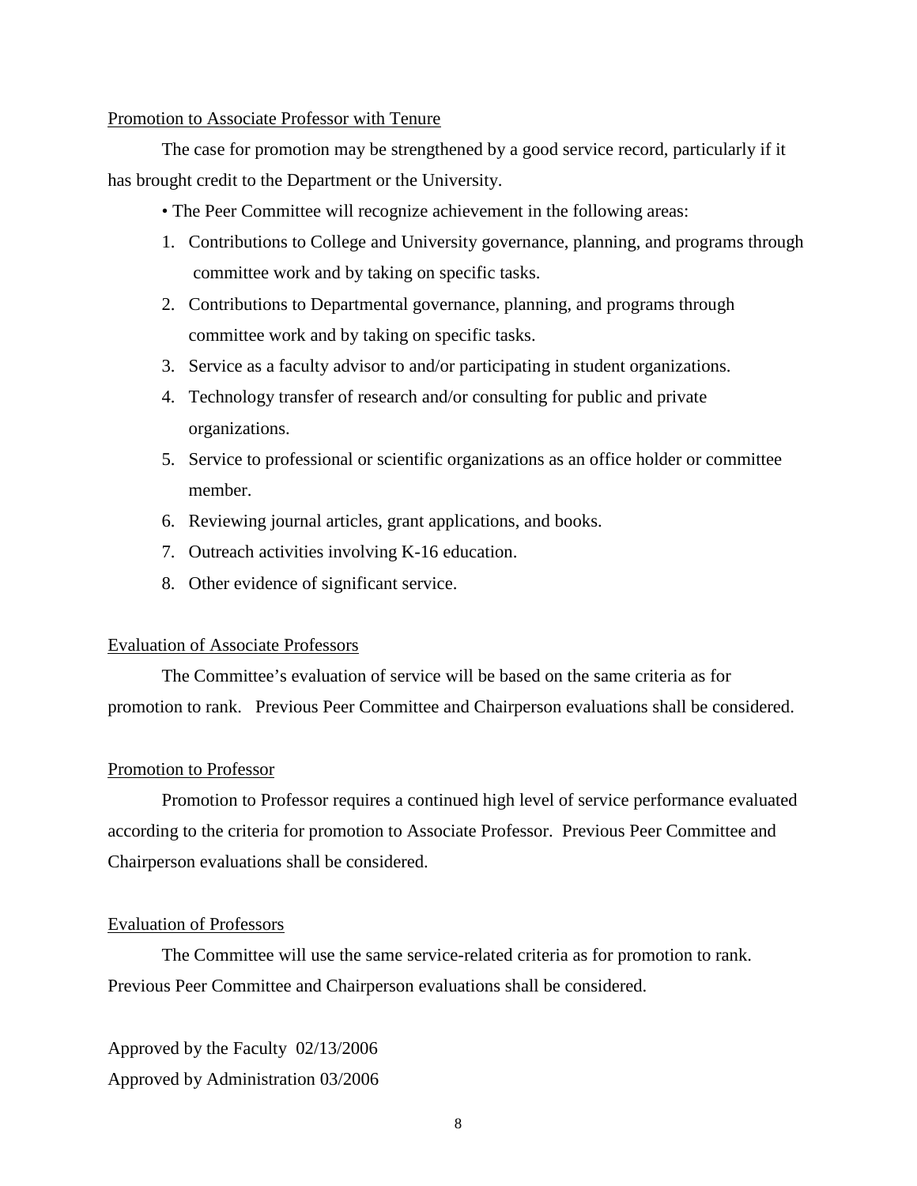## Promotion to Associate Professor with Tenure

The case for promotion may be strengthened by a good service record, particularly if it has brought credit to the Department or the University.

• The Peer Committee will recognize achievement in the following areas:

1. Contributions to College and University governance, planning, and programs through committee work and by taking on specific tasks.
2. Contributions to Departmental governance, planning, and programs through committee work and by taking on specific tasks.
3. Service as a faculty advisor to and/or participating in student organizations.
4. Technology transfer of research and/or consulting for public and private organizations.
5. Service to professional or scientific organizations as an office holder or committee member.
6. Reviewing journal articles, grant applications, and books.
7. Outreach activities involving K-16 education.
8. Other evidence of significant service.

## Evaluation of Associate Professors

The Committee's evaluation of service will be based on the same criteria as for promotion to rank. Previous Peer Committee and Chairperson evaluations shall be considered.

## Promotion to Professor

Promotion to Professor requires a continued high level of service performance evaluated according to the criteria for promotion to Associate Professor. Previous Peer Committee and Chairperson evaluations shall be considered.

## Evaluation of Professors

The Committee will use the same service-related criteria as for promotion to rank. Previous Peer Committee and Chairperson evaluations shall be considered.

Approved by the Faculty 02/13/2006

Approved by Administration 03/2006